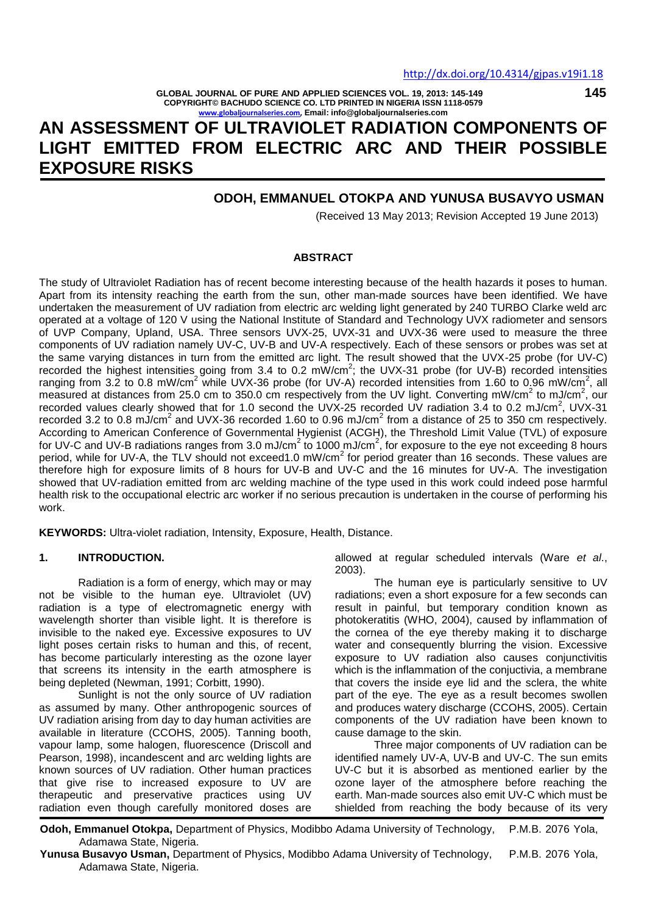http://dx.doi.org/10.4314/gjpas.v19i1.18

**GLOBAL JOURNAL OF PURE AND APPLIED SCIENCES VOL. 19, 2013: 145-149**
**COPYRIGHT© BACHUDO SCIENCE CO. LTD PRINTED IN NIGERIA ISSN 1118-0579**
**www.globaljournalseries.com, Email: info@globaljournalseries.com**

# AN ASSESSMENT OF ULTRAVIOLET RADIATION COMPONENTS OF LIGHT EMITTED FROM ELECTRIC ARC AND THEIR POSSIBLE EXPOSURE RISKS

## ODOH, EMMANUEL OTOKPA AND YUNUSA BUSAVYO USMAN

(Received 13 May 2013; Revision Accepted 19 June 2013)

### ABSTRACT

The study of Ultraviolet Radiation has of recent become interesting because of the health hazards it poses to human. Apart from its intensity reaching the earth from the sun, other man-made sources have been identified. We have undertaken the measurement of UV radiation from electric arc welding light generated by 240 TURBO Clarke weld arc operated at a voltage of 120 V using the National Institute of Standard and Technology UVX radiometer and sensors of UVP Company, Upland, USA. Three sensors UVX-25, UVX-31 and UVX-36 were used to measure the three components of UV radiation namely UV-C, UV-B and UV-A respectively. Each of these sensors or probes was set at the same varying distances in turn from the emitted arc light. The result showed that the UVX-25 probe (for UV-C) recorded the highest intensities going from 3.4 to 0.2 mW/cm$^2$; the UVX-31 probe (for UV-B) recorded intensities ranging from 3.2 to 0.8 mW/cm$^2$ while UVX-36 probe (for UV-A) recorded intensities from 1.60 to 0.96 mW/cm$^2$, all measured at distances from 25.0 cm to 350.0 cm respectively from the UV light. Converting mW/cm$^2$ to mJ/cm$^2$, our recorded values clearly showed that for 1.0 second the UVX-25 recorded UV radiation 3.4 to 0.2 mJ/cm$^2$, UVX-31 recorded 3.2 to 0.8 mJ/cm$^2$ and UVX-36 recorded 1.60 to 0.96 mJ/cm$^2$ from a distance of 25 to 350 cm respectively. According to American Conference of Governmental Hygienist (ACGH), the Threshold Limit Value (TVL) of exposure for UV-C and UV-B radiations ranges from 3.0 mJ/cm$^2$ to 1000 mJ/cm$^2$, for exposure to the eye not exceeding 8 hours period, while for UV-A, the TLV should not exceed1.0 mW/cm$^2$ for period greater than 16 seconds. These values are therefore high for exposure limits of 8 hours for UV-B and UV-C and the 16 minutes for UV-A. The investigation showed that UV-radiation emitted from arc welding machine of the type used in this work could indeed pose harmful health risk to the occupational electric arc worker if no serious precaution is undertaken in the course of performing his work.

**KEYWORDS:** Ultra-violet radiation, Intensity, Exposure, Health, Distance.

## 1. INTRODUCTION.

Radiation is a form of energy, which may or may not be visible to the human eye. Ultraviolet (UV) radiation is a type of electromagnetic energy with wavelength shorter than visible light. It is therefore is invisible to the naked eye. Excessive exposures to UV light poses certain risks to human and this, of recent, has become particularly interesting as the ozone layer that screens its intensity in the earth atmosphere is being depleted (Newman, 1991; Corbitt, 1990).

Sunlight is not the only source of UV radiation as assumed by many. Other anthropogenic sources of UV radiation arising from day to day human activities are available in literature (CCOHS, 2005). Tanning booth, vapour lamp, some halogen, fluorescence (Driscoll and Pearson, 1998), incandescent and arc welding lights are known sources of UV radiation. Other human practices that give rise to increased exposure to UV are therapeutic and preservative practices using UV radiation even though carefully monitored doses are allowed at regular scheduled intervals (Ware *et al*., 2003).

The human eye is particularly sensitive to UV radiations; even a short exposure for a few seconds can result in painful, but temporary condition known as photokeratitis (WHO, 2004), caused by inflammation of the cornea of the eye thereby making it to discharge water and consequently blurring the vision. Excessive exposure to UV radiation also causes conjunctivitis which is the inflammation of the conjuctivia, a membrane that covers the inside eye lid and the sclera, the white part of the eye. The eye as a result becomes swollen and produces watery discharge (CCOHS, 2005). Certain components of the UV radiation have been known to cause damage to the skin.

Three major components of UV radiation can be identified namely UV-A, UV-B and UV-C. The sun emits UV-C but it is absorbed as mentioned earlier by the ozone layer of the atmosphere before reaching the earth. Man-made sources also emit UV-C which must be shielded from reaching the body because of its very

**Odoh, Emmanuel Otokpa,** Department of Physics, Modibbo Adama University of Technology, P.M.B. 2076 Yola, Adamawa State, Nigeria.
**Yunusa Busavyo Usman,** Department of Physics, Modibbo Adama University of Technology, P.M.B. 2076 Yola, Adamawa State, Nigeria.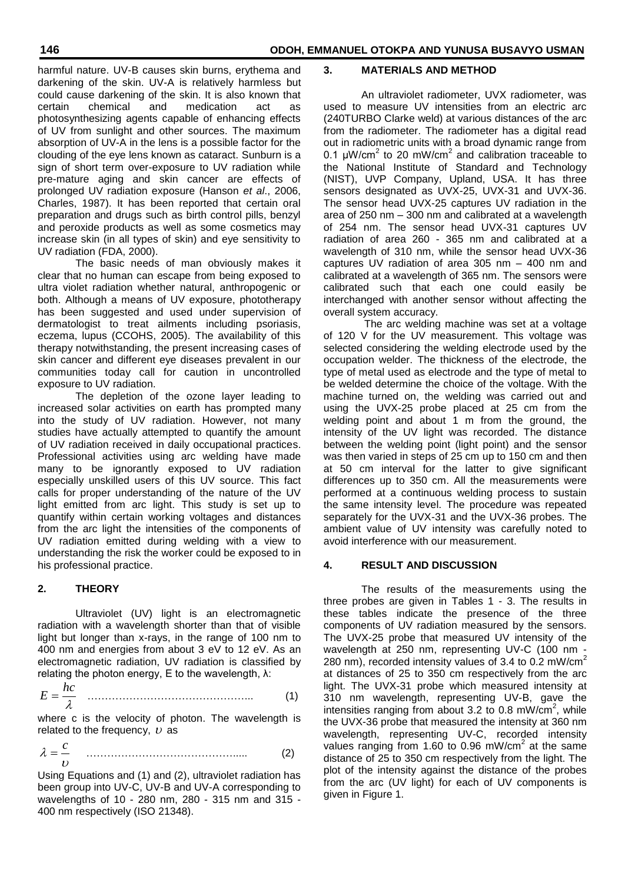harmful nature. UV-B causes skin burns, erythema and darkening of the skin. UV-A is relatively harmless but could cause darkening of the skin. It is also known that certain chemical and medication act as photosynthesizing agents capable of enhancing effects of UV from sunlight and other sources. The maximum absorption of UV-A in the lens is a possible factor for the clouding of the eye lens known as cataract. Sunburn is a sign of short term over-exposure to UV radiation while pre-mature aging and skin cancer are effects of prolonged UV radiation exposure (Hanson *et al*., 2006, Charles, 1987). It has been reported that certain oral preparation and drugs such as birth control pills, benzyl and peroxide products as well as some cosmetics may increase skin (in all types of skin) and eye sensitivity to UV radiation (FDA, 2000).

The basic needs of man obviously makes it clear that no human can escape from being exposed to ultra violet radiation whether natural, anthropogenic or both. Although a means of UV exposure, phototherapy has been suggested and used under supervision of dermatologist to treat ailments including psoriasis, eczema, lupus (CCOHS, 2005). The availability of this therapy notwithstanding, the present increasing cases of skin cancer and different eye diseases prevalent in our communities today call for caution in uncontrolled exposure to UV radiation.

The depletion of the ozone layer leading to increased solar activities on earth has prompted many into the study of UV radiation. However, not many studies have actually attempted to quantify the amount of UV radiation received in daily occupational practices. Professional activities using arc welding have made many to be ignorantly exposed to UV radiation especially unskilled users of this UV source. This fact calls for proper understanding of the nature of the UV light emitted from arc light. This study is set up to quantify within certain working voltages and distances from the arc light the intensities of the components of UV radiation emitted during welding with a view to understanding the risk the worker could be exposed to in his professional practice.

## 2. THEORY

Ultraviolet (UV) light is an electromagnetic radiation with a wavelength shorter than that of visible light but longer than x-rays, in the range of 100 nm to 400 nm and energies from about 3 eV to 12 eV. As an electromagnetic radiation, UV radiation is classified by relating the photon energy, E to the wavelength, λ:

$$E = \frac{hc}{\lambda} \qquad (1)$$

where c is the velocity of photon. The wavelength is related to the frequency, $\upsilon$ as

$$\lambda = \frac{c}{\upsilon} \qquad (2)$$

Using Equations and (1) and (2), ultraviolet radiation has been group into UV-C, UV-B and UV-A corresponding to wavelengths of 10 - 280 nm, 280 - 315 nm and 315 - 400 nm respectively (ISO 21348).

## 3. MATERIALS AND METHOD

An ultraviolet radiometer, UVX radiometer, was used to measure UV intensities from an electric arc (240TURBO Clarke weld) at various distances of the arc from the radiometer. The radiometer has a digital read out in radiometric units with a broad dynamic range from 0.1 μW/cm$^2$ to 20 mW/cm$^2$ and calibration traceable to the National Institute of Standard and Technology (NIST), UVP Company, Upland, USA. It has three sensors designated as UVX-25, UVX-31 and UVX-36. The sensor head UVX-25 captures UV radiation in the area of 250 nm – 300 nm and calibrated at a wavelength of 254 nm. The sensor head UVX-31 captures UV radiation of area 260 - 365 nm and calibrated at a wavelength of 310 nm, while the sensor head UVX-36 captures UV radiation of area 305 nm – 400 nm and calibrated at a wavelength of 365 nm. The sensors were calibrated such that each one could easily be interchanged with another sensor without affecting the overall system accuracy.

The arc welding machine was set at a voltage of 120 V for the UV measurement. This voltage was selected considering the welding electrode used by the occupation welder. The thickness of the electrode, the type of metal used as electrode and the type of metal to be welded determine the choice of the voltage. With the machine turned on, the welding was carried out and using the UVX-25 probe placed at 25 cm from the welding point and about 1 m from the ground, the intensity of the UV light was recorded. The distance between the welding point (light point) and the sensor was then varied in steps of 25 cm up to 150 cm and then at 50 cm interval for the latter to give significant differences up to 350 cm. All the measurements were performed at a continuous welding process to sustain the same intensity level. The procedure was repeated separately for the UVX-31 and the UVX-36 probes. The ambient value of UV intensity was carefully noted to avoid interference with our measurement.

## 4. RESULT AND DISCUSSION

The results of the measurements using the three probes are given in Tables 1 - 3. The results in these tables indicate the presence of the three components of UV radiation measured by the sensors. The UVX-25 probe that measured UV intensity of the wavelength at 250 nm, representing UV-C (100 nm - 280 nm), recorded intensity values of 3.4 to 0.2 mW/cm$^2$ at distances of 25 to 350 cm respectively from the arc light. The UVX-31 probe which measured intensity at 310 nm wavelength, representing UV-B, gave the intensities ranging from about 3.2 to 0.8 mW/cm$^2$, while the UVX-36 probe that measured the intensity at 360 nm wavelength, representing UV-C, recorded intensity values ranging from 1.60 to 0.96 mW/cm$^2$ at the same distance of 25 to 350 cm respectively from the light. The plot of the intensity against the distance of the probes from the arc (UV light) for each of UV components is given in Figure 1.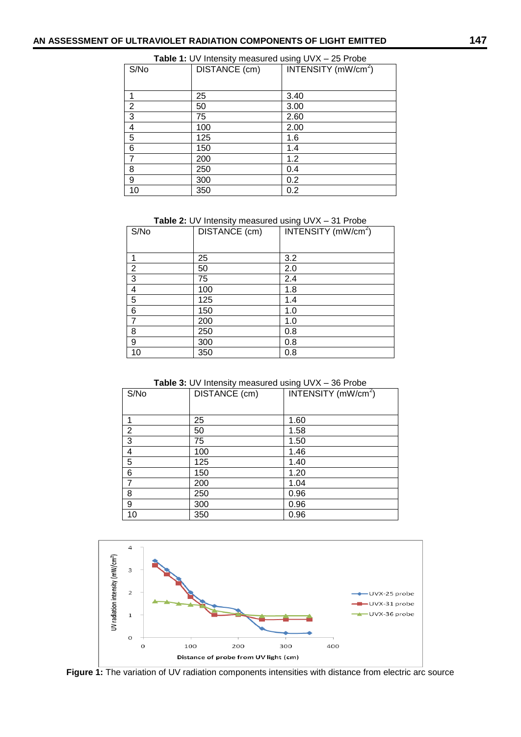**Table 1:** UV Intensity measured using UVX – 25 Probe

| S/No | DISTANCE (cm) | INTENSITY (mW/cm$^2$) |
|---|---|---|
| 1 | 25 | 3.40 |
| 2 | 50 | 3.00 |
| 3 | 75 | 2.60 |
| 4 | 100 | 2.00 |
| 5 | 125 | 1.6 |
| 6 | 150 | 1.4 |
| 7 | 200 | 1.2 |
| 8 | 250 | 0.4 |
| 9 | 300 | 0.2 |
| 10 | 350 | 0.2 |

**Table 2:** UV Intensity measured using UVX – 31 Probe

| S/No | DISTANCE (cm) | INTENSITY (mW/cm$^2$) |
|---|---|---|
| 1 | 25 | 3.2 |
| 2 | 50 | 2.0 |
| 3 | 75 | 2.4 |
| 4 | 100 | 1.8 |
| 5 | 125 | 1.4 |
| 6 | 150 | 1.0 |
| 7 | 200 | 1.0 |
| 8 | 250 | 0.8 |
| 9 | 300 | 0.8 |
| 10 | 350 | 0.8 |

**Table 3:** UV Intensity measured using UVX – 36 Probe

| S/No | DISTANCE (cm) | INTENSITY (mW/cm$^2$) |
|---|---|---|
| 1 | 25 | 1.60 |
| 2 | 50 | 1.58 |
| 3 | 75 | 1.50 |
| 4 | 100 | 1.46 |
| 5 | 125 | 1.40 |
| 6 | 150 | 1.20 |
| 7 | 200 | 1.04 |
| 8 | 250 | 0.96 |
| 9 | 300 | 0.96 |
| 10 | 350 | 0.96 |

**Figure 1:** The variation of UV radiation components intensities with distance from electric arc source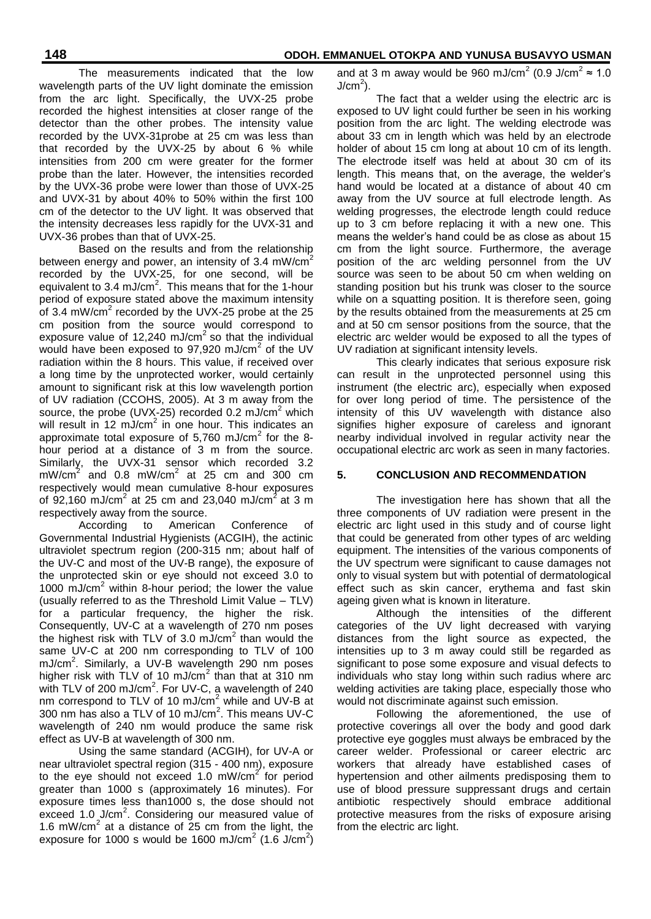The measurements indicated that the low wavelength parts of the UV light dominate the emission from the arc light. Specifically, the UVX-25 probe recorded the highest intensities at closer range of the detector than the other probes. The intensity value recorded by the UVX-31probe at 25 cm was less than that recorded by the UVX-25 by about 6 % while intensities from 200 cm were greater for the former probe than the later. However, the intensities recorded by the UVX-36 probe were lower than those of UVX-25 and UVX-31 by about 40% to 50% within the first 100 cm of the detector to the UV light. It was observed that the intensity decreases less rapidly for the UVX-31 and UVX-36 probes than that of UVX-25.

Based on the results and from the relationship between energy and power, an intensity of 3.4 mW/cm$^2$ recorded by the UVX-25, for one second, will be equivalent to 3.4 mJ/cm$^2$. This means that for the 1-hour period of exposure stated above the maximum intensity of 3.4 mW/cm$^2$ recorded by the UVX-25 probe at the 25 cm position from the source would correspond to exposure value of 12,240 mJ/cm$^2$ so that the individual would have been exposed to 97,920 mJ/cm$^2$ of the UV radiation within the 8 hours. This value, if received over a long time by the unprotected worker, would certainly amount to significant risk at this low wavelength portion of UV radiation (CCOHS, 2005). At 3 m away from the source, the probe (UVX-25) recorded 0.2 mJ/cm$^2$ which will result in 12 mJ/cm$^2$ in one hour. This indicates an approximate total exposure of 5,760 mJ/cm$^2$ for the 8-hour period at a distance of 3 m from the source. Similarly, the UVX-31 sensor which recorded 3.2 mW/cm$^2$ and 0.8 mW/cm$^2$ at 25 cm and 300 cm respectively would mean cumulative 8-hour exposures of 92,160 mJ/cm$^2$ at 25 cm and 23,040 mJ/cm$^2$ at 3 m respectively away from the source.

According to American Conference of Governmental Industrial Hygienists (ACGIH), the actinic ultraviolet spectrum region (200-315 nm; about half of the UV-C and most of the UV-B range), the exposure of the unprotected skin or eye should not exceed 3.0 to 1000 mJ/cm$^2$ within 8-hour period; the lower the value (usually referred to as the Threshold Limit Value – TLV) for a particular frequency, the higher the risk. Consequently, UV-C at a wavelength of 270 nm poses the highest risk with TLV of 3.0 mJ/cm$^2$ than would the same UV-C at 200 nm corresponding to TLV of 100 mJ/cm$^2$. Similarly, a UV-B wavelength 290 nm poses higher risk with TLV of 10 mJ/cm$^2$ than that at 310 nm with TLV of 200 mJ/cm$^2$. For UV-C, a wavelength of 240 nm correspond to TLV of 10 mJ/cm$^2$ while and UV-B at 300 nm has also a TLV of 10 mJ/cm$^2$. This means UV-C wavelength of 240 nm would produce the same risk effect as UV-B at wavelength of 300 nm.

Using the same standard (ACGIH), for UV-A or near ultraviolet spectral region (315 - 400 nm), exposure to the eye should not exceed 1.0 mW/cm$^2$ for period greater than 1000 s (approximately 16 minutes). For exposure times less than1000 s, the dose should not exceed 1.0 J/cm$^2$. Considering our measured value of 1.6 mW/cm$^2$ at a distance of 25 cm from the light, the exposure for 1000 s would be 1600 mJ/cm$^2$ (1.6 J/cm$^2$) and at 3 m away would be 960 mJ/cm$^2$ (0.9 J/cm$^2$ ≈ 1.0 J/cm$^2$).

The fact that a welder using the electric arc is exposed to UV light could further be seen in his working position from the arc light. The welding electrode was about 33 cm in length which was held by an electrode holder of about 15 cm long at about 10 cm of its length. The electrode itself was held at about 30 cm of its length. This means that, on the average, the welder's hand would be located at a distance of about 40 cm away from the UV source at full electrode length. As welding progresses, the electrode length could reduce up to 3 cm before replacing it with a new one. This means the welder's hand could be as close as about 15 cm from the light source. Furthermore, the average position of the arc welding personnel from the UV source was seen to be about 50 cm when welding on standing position but his trunk was closer to the source while on a squatting position. It is therefore seen, going by the results obtained from the measurements at 25 cm and at 50 cm sensor positions from the source, that the electric arc welder would be exposed to all the types of UV radiation at significant intensity levels.

This clearly indicates that serious exposure risk can result in the unprotected personnel using this instrument (the electric arc), especially when exposed for over long period of time. The persistence of the intensity of this UV wavelength with distance also signifies higher exposure of careless and ignorant nearby individual involved in regular activity near the occupational electric arc work as seen in many factories.

## 5. CONCLUSION AND RECOMMENDATION

The investigation here has shown that all the three components of UV radiation were present in the electric arc light used in this study and of course light that could be generated from other types of arc welding equipment. The intensities of the various components of the UV spectrum were significant to cause damages not only to visual system but with potential of dermatological effect such as skin cancer, erythema and fast skin ageing given what is known in literature.

Although the intensities of the different categories of the UV light decreased with varying distances from the light source as expected, the intensities up to 3 m away could still be regarded as significant to pose some exposure and visual defects to individuals who stay long within such radius where arc welding activities are taking place, especially those who would not discriminate against such emission.

Following the aforementioned, the use of protective coverings all over the body and good dark protective eye goggles must always be embraced by the career welder. Professional or career electric arc workers that already have established cases of hypertension and other ailments predisposing them to use of blood pressure suppressant drugs and certain antibiotic respectively should embrace additional protective measures from the risks of exposure arising from the electric arc light.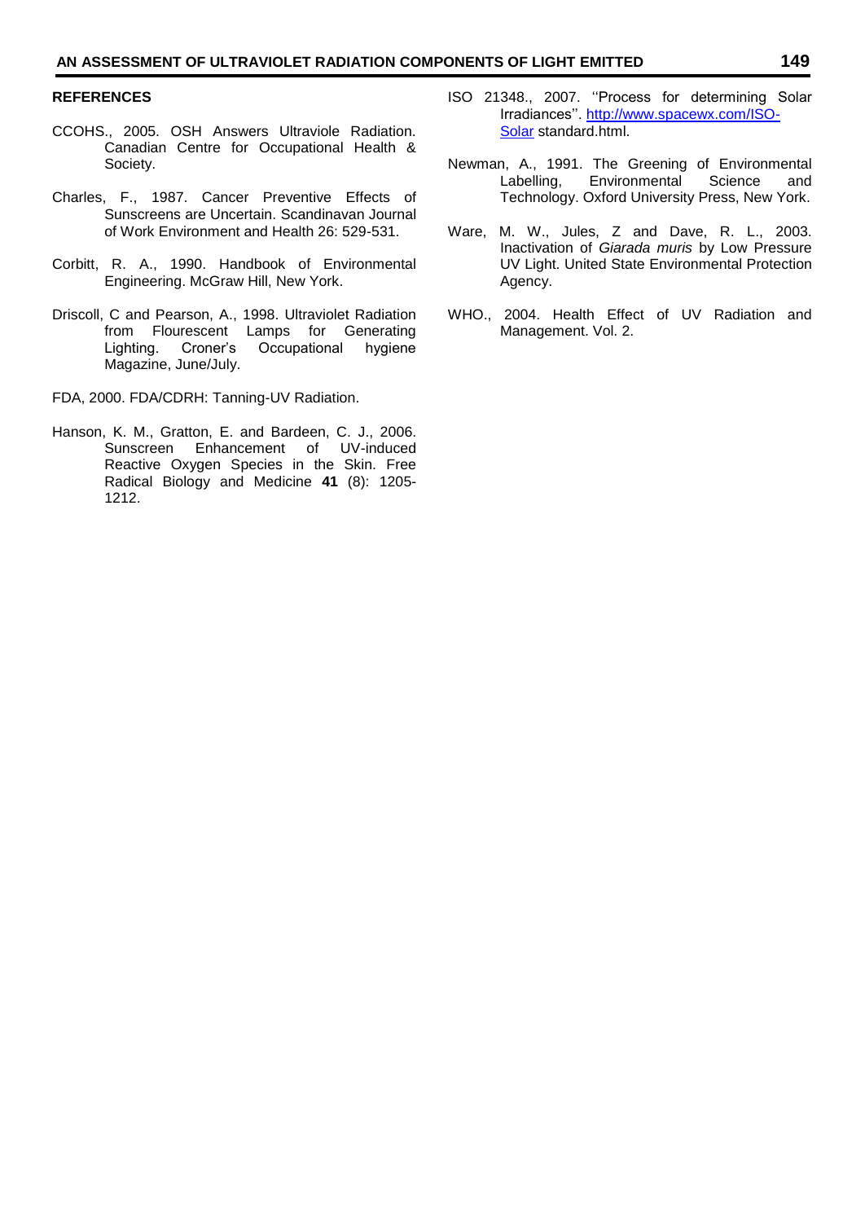## REFERENCES

CCOHS., 2005. OSH Answers Ultraviole Radiation. Canadian Centre for Occupational Health & Society.

Charles, F., 1987. Cancer Preventive Effects of Sunscreens are Uncertain. Scandinavan Journal of Work Environment and Health 26: 529-531.

Corbitt, R. A., 1990. Handbook of Environmental Engineering. McGraw Hill, New York.

Driscoll, C and Pearson, A., 1998. Ultraviolet Radiation from Flourescent Lamps for Generating Lighting. Croner's Occupational hygiene Magazine, June/July.

FDA, 2000. FDA/CDRH: Tanning-UV Radiation.

Hanson, K. M., Gratton, E. and Bardeen, C. J., 2006. Sunscreen Enhancement of UV-induced Reactive Oxygen Species in the Skin. Free Radical Biology and Medicine **41** (8): 1205-1212.

ISO 21348., 2007. ''Process for determining Solar Irradiances''. http://www.spacewx.com/ISO-Solar standard.html.

Newman, A., 1991. The Greening of Environmental Labelling, Environmental Science and Technology. Oxford University Press, New York.

Ware, M. W., Jules, Z and Dave, R. L., 2003. Inactivation of *Giarada muris* by Low Pressure UV Light. United State Environmental Protection Agency.

WHO., 2004. Health Effect of UV Radiation and Management. Vol. 2.